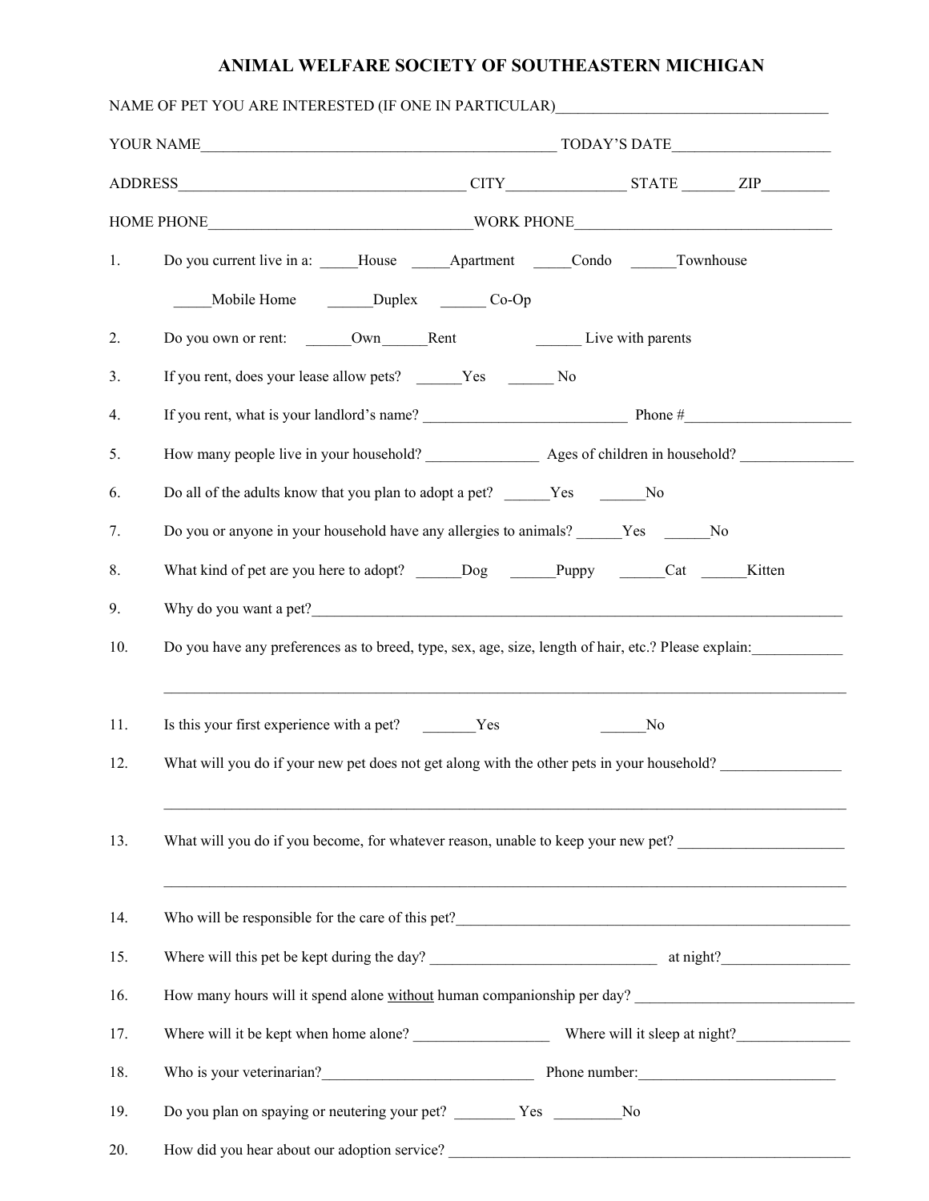# ANIMAL WELFARE SOCIETY OF SOUTHEASTERN MICHIGAN

NAME OF PET YOU ARE INTERESTED (IF ONE IN PARTICULAR)___________________________________

YOUR NAME_______________________________________________ TODAY'S DATE____________________

ADDRESS_____________________________________ CITY_______________ STATE _______ ZIP_________

HOME PHONE__________________________________WORK PHONE_________________________________

1. Do you current live in a: _____House _____Apartment _____Condo ______Townhouse

   _____Mobile Home ______Duplex ______ Co-Op

2. Do you own or rent: ______Own______Rent ______ Live with parents

3. If you rent, does your lease allow pets? ______Yes ______ No

4. If you rent, what is your landlord's name? ___________________________ Phone #______________________

5. How many people live in your household? _______________ Ages of children in household? _______________

6. Do all of the adults know that you plan to adopt a pet? ______Yes ______No

7. Do you or anyone in your household have any allergies to animals? ______Yes ______No

8. What kind of pet are you here to adopt? ______Dog ______Puppy ______Cat ______Kitten

9. Why do you want a pet?_________________________________________________________________________

10. Do you have any preferences as to breed, type, sex, age, size, length of hair, etc.? Please explain:____________

    ____________________________________________________________________________________________

11. Is this your first experience with a pet? _______Yes ______No

12. What will you do if your new pet does not get along with the other pets in your household? ________________

    ____________________________________________________________________________________________

13. What will you do if you become, for whatever reason, unable to keep your new pet? ______________________

    ____________________________________________________________________________________________

14. Who will be responsible for the care of this pet?____________________________________________________

15. Where will this pet be kept during the day? ______________________________ at night?_________________

16. How many hours will it spend alone <u>without</u> human companionship per day? _____________________________

17. Where will it be kept when home alone? __________________ Where will it sleep at night?_______________

18. Who is your veterinarian?____________________________ Phone number:__________________________

19. Do you plan on spaying or neutering your pet? ________ Yes _________No

20. How did you hear about our adoption service? ______________________________________________________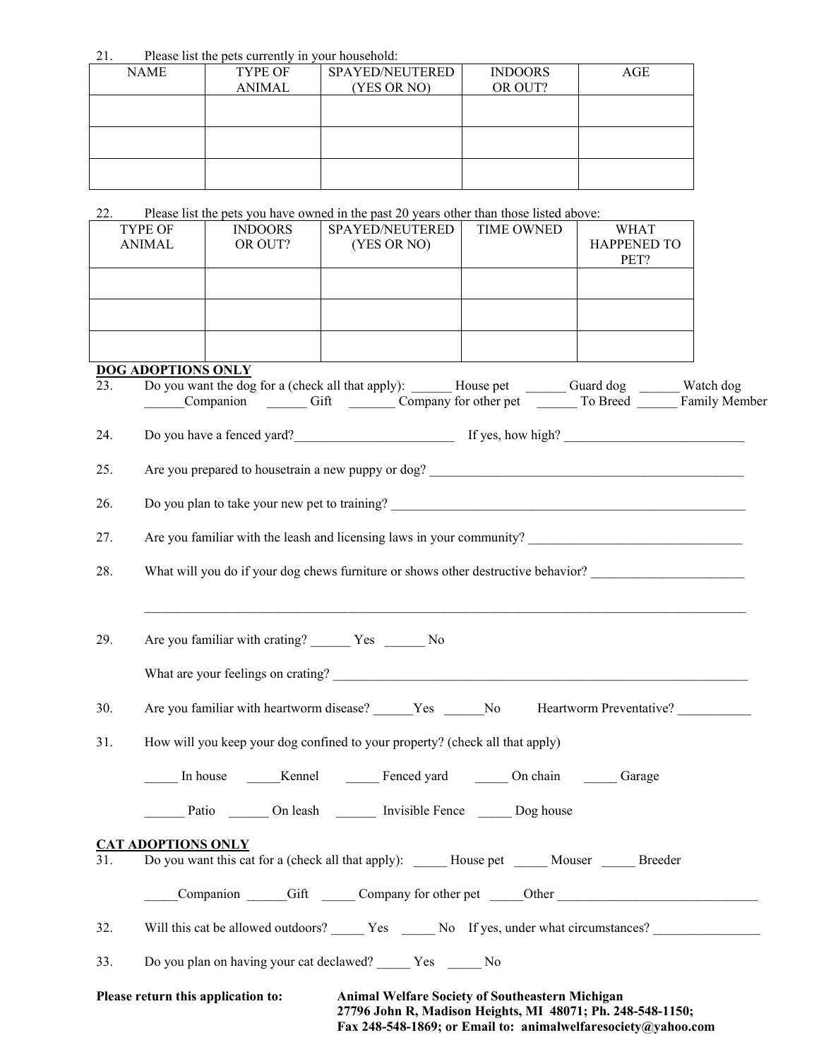21. Please list the pets currently in your household:

| NAME | TYPE OF ANIMAL | SPAYED/NEUTERED (YES OR NO) | INDOORS OR OUT? | AGE |
|---|---|---|---|---|
| | | | | |
| | | | | |
| | | | | |

22. Please list the pets you have owned in the past 20 years other than those listed above:

| TYPE OF ANIMAL | INDOORS OR OUT? | SPAYED/NEUTERED (YES OR NO) | TIME OWNED | WHAT HAPPENED TO PET? |
|---|---|---|---|---|
| | | | | |
| | | | | |
| | | | | |

**DOG ADOPTIONS ONLY**

23. Do you want the dog for a (check all that apply): ______ House pet ______ Guard dog ______ Watch dog ______Companion ______ Gift _______ Company for other pet ______ To Breed ______ Family Member

24. Do you have a fenced yard?________________________ If yes, how high? ___________________________

25. Are you prepared to housetrain a new puppy or dog? _________________________________________________

26. Do you plan to take your new pet to training? _______________________________________________________

27. Are you familiar with the leash and licensing laws in your community? _________________________________

28. What will you do if your dog chews furniture or shows other destructive behavior? _______________________

_____________________________________________________________________________________________

29. Are you familiar with crating? ______ Yes ______ No

What are your feelings on crating? ________________________________________________________________

30. Are you familiar with heartworm disease? ______Yes ______No Heartworm Preventative? ___________

31. How will you keep your dog confined to your property? (check all that apply)

_____ In house _____Kennel _____ Fenced yard _____ On chain _____ Garage

______ Patio ______ On leash ______ Invisible Fence _____ Dog house

**CAT ADOPTIONS ONLY**

31. Do you want this cat for a (check all that apply): _____ House pet _____ Mouser _____ Breeder

_____Companion ______Gift _____ Company for other pet _____Other ______________________________

32. Will this cat be allowed outdoors? _____ Yes _____ No If yes, under what circumstances? ________________

33. Do you plan on having your cat declawed? _____ Yes _____ No

**Please return this application to:** **Animal Welfare Society of Southeastern Michigan 27796 John R, Madison Heights, MI 48071; Ph. 248-548-1150; Fax 248-548-1869; or Email to: animalwelfaresociety@yahoo.com**